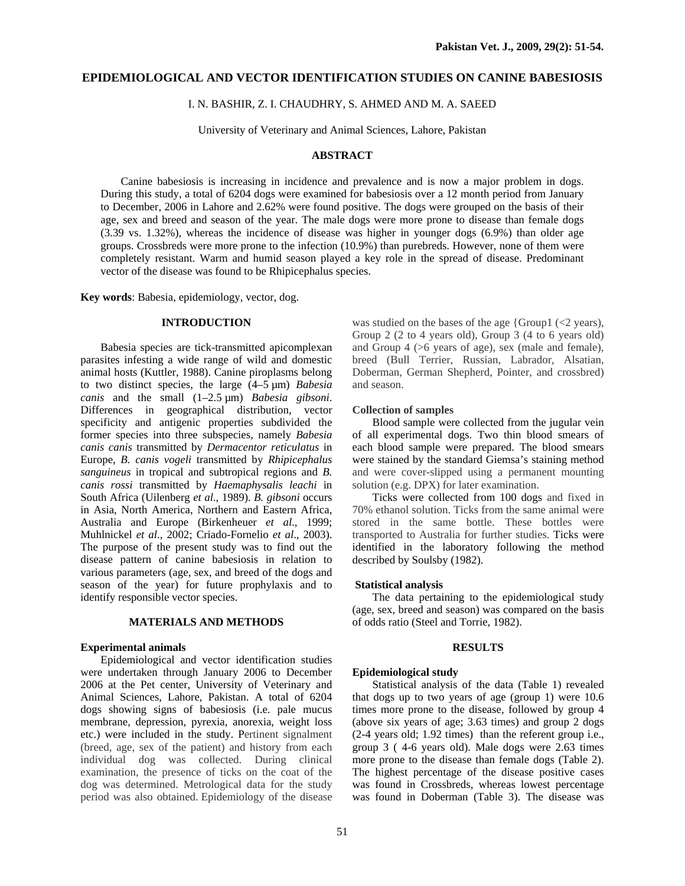# EPIDEMIOLOGICAL AND VECTOR IDENTIFICATION STUDIES ON CANINE BABESIOSIS

I. N. BASHIR, Z. I. CHAUDHRY, S. AHMED AND M. A. SAEED

University of Veterinary and Animal Sciences, Lahore, Pakistan

## ABSTRACT

Canine babesiosis is increasing in incidence and prevalence and is now a major problem in dogs. During this study, a total of 6204 dogs were examined for babesiosis over a 12 month period from January to December, 2006 in Lahore and 2.62% were found positive. The dogs were grouped on the basis of their age, sex and breed and season of the year. The male dogs were more prone to disease than female dogs (3.39 vs. 1.32%), whereas the incidence of disease was higher in younger dogs (6.9%) than older age groups. Crossbreds were more prone to the infection (10.9%) than purebreds. However, none of them were completely resistant. Warm and humid season played a key role in the spread of disease. Predominant vector of the disease was found to be Rhipicephalus species.

**Key words**: Babesia, epidemiology, vector, dog.

## INTRODUCTION

Babesia species are tick-transmitted apicomplexan parasites infesting a wide range of wild and domestic animal hosts (Kuttler, 1988). Canine piroplasms belong to two distinct species, the large (4–5 µm) *Babesia canis* and the small (1–2.5 µm) *Babesia gibsoni*. Differences in geographical distribution, vector specificity and antigenic properties subdivided the former species into three subspecies, namely *Babesia canis canis* transmitted by *Dermacentor reticulatus* in Europe, *B. canis vogeli* transmitted by *Rhipicephalus sanguineus* in tropical and subtropical regions and *B. canis rossi* transmitted by *Haemaphysalis leachi* in South Africa (Uilenberg *et al*., 1989). *B. gibsoni* occurs in Asia, North America, Northern and Eastern Africa, Australia and Europe (Birkenheuer *et al*., 1999; Muhlnickel *et al*., 2002; Criado-Fornelio *et al*., 2003). The purpose of the present study was to find out the disease pattern of canine babesiosis in relation to various parameters (age, sex, and breed of the dogs and season of the year) for future prophylaxis and to identify responsible vector species.

## MATERIALS AND METHODS

### Experimental animals

Epidemiological and vector identification studies were undertaken through January 2006 to December 2006 at the Pet center, University of Veterinary and Animal Sciences, Lahore, Pakistan. A total of 6204 dogs showing signs of babesiosis (i.e. pale mucus membrane, depression, pyrexia, anorexia, weight loss etc.) were included in the study. Pertinent signalment (breed, age, sex of the patient) and history from each individual dog was collected. During clinical examination, the presence of ticks on the coat of the dog was determined. Metrological data for the study period was also obtained. Epidemiology of the disease was studied on the bases of the age {Group1 (<2 years), Group 2 (2 to 4 years old), Group 3 (4 to 6 years old) and Group 4 (>6 years of age), sex (male and female), breed (Bull Terrier, Russian, Labrador, Alsatian, Doberman, German Shepherd, Pointer, and crossbred) and season.

### Collection of samples

Blood sample were collected from the jugular vein of all experimental dogs. Two thin blood smears of each blood sample were prepared. The blood smears were stained by the standard Giemsa's staining method and were cover-slipped using a permanent mounting solution (e.g. DPX) for later examination.

Ticks were collected from 100 dogs and fixed in 70% ethanol solution. Ticks from the same animal were stored in the same bottle. These bottles were transported to Australia for further studies. Ticks were identified in the laboratory following the method described by Soulsby (1982).

### Statistical analysis

The data pertaining to the epidemiological study (age, sex, breed and season) was compared on the basis of odds ratio (Steel and Torrie, 1982).

## RESULTS

### Epidemiological study

Statistical analysis of the data (Table 1) revealed that dogs up to two years of age (group 1) were 10.6 times more prone to the disease, followed by group 4 (above six years of age; 3.63 times) and group 2 dogs (2-4 years old; 1.92 times) than the referent group i.e., group 3 ( 4-6 years old). Male dogs were 2.63 times more prone to the disease than female dogs (Table 2). The highest percentage of the disease positive cases was found in Crossbreds, whereas lowest percentage was found in Doberman (Table 3). The disease was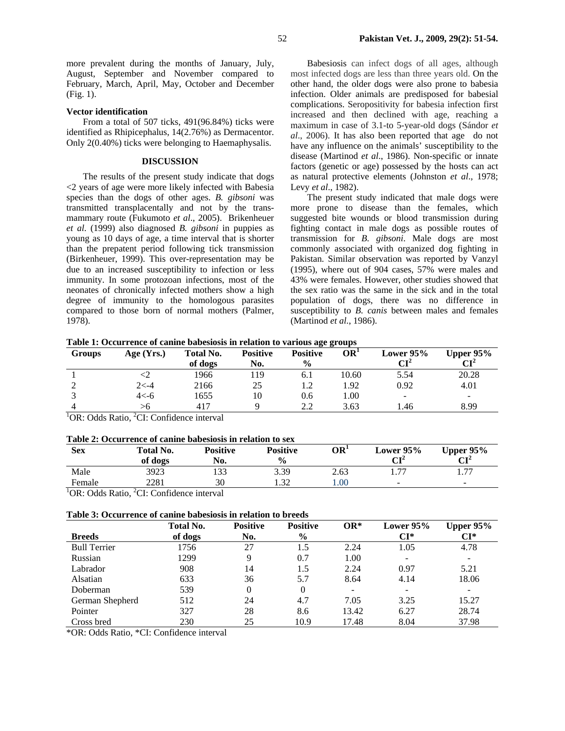more prevalent during the months of January, July, August, September and November compared to February, March, April, May, October and December (Fig. 1).

### Vector identification

From a total of 507 ticks, 491(96.84%) ticks were identified as Rhipicephalus, 14(2.76%) as Dermacentor. Only 2(0.40%) ticks were belonging to Haemaphysalis.

## DISCUSSION

The results of the present study indicate that dogs <2 years of age were more likely infected with Babesia species than the dogs of other ages. *B. gibsoni* was transmitted transplacentally and not by the trans-mammary route (Fukumoto *et al*., 2005). Brikenheuer *et al.* (1999) also diagnosed *B. gibsoni* in puppies as young as 10 days of age, a time interval that is shorter than the prepatent period following tick transmission (Birkenheuer, 1999). This over-representation may be due to an increased susceptibility to infection or less immunity. In some protozoan infections, most of the neonates of chronically infected mothers show a high degree of immunity to the homologous parasites compared to those born of normal mothers (Palmer, 1978).

Babesiosis can infect dogs of all ages, although most infected dogs are less than three years old. On the other hand, the older dogs were also prone to babesia infection. Older animals are predisposed for babesial complications. Seropositivity for babesia infection first increased and then declined with age, reaching a maximum in case of 3.1-to 5-year-old dogs (Sándor *et al*., 2006). It has also been reported that age do not have any influence on the animals' susceptibility to the disease (Martinod *et al*., 1986). Non-specific or innate factors (genetic or age) possessed by the hosts can act as natural protective elements (Johnston *et al*., 1978; Levy *et al*., 1982).

The present study indicated that male dogs were more prone to disease than the females, which suggested bite wounds or blood transmission during fighting contact in male dogs as possible routes of transmission for *B. gibsoni*. Male dogs are most commonly associated with organized dog fighting in Pakistan. Similar observation was reported by Vanzyl (1995), where out of 904 cases, 57% were males and 43% were females. However, other studies showed that the sex ratio was the same in the sick and in the total population of dogs, there was no difference in susceptibility to *B. canis* between males and females (Martinod *et al*., 1986).

**Table 1: Occurrence of canine babesiosis in relation to various age groups**

| Groups | Age (Yrs.) | Total No. of dogs | Positive No. | Positive % | OR[1] | Lower 95% CI[2] | Upper 95% CI[2] |
|---|---|---|---|---|---|---|---|
| 1 | <2 | 1966 | 119 | 6.1 | 10.60 | 5.54 | 20.28 |
| 2 | 2<-4 | 2166 | 25 | 1.2 | 1.92 | 0.92 | 4.01 |
| 3 | 4<-6 | 1655 | 10 | 0.6 | 1.00 | - | - |
| 4 | >6 | 417 | 9 | 2.2 | 3.63 | 1.46 | 8.99 |

[1]OR: Odds Ratio, [2]CI: Confidence interval

**Table 2: Occurrence of canine babesiosis in relation to sex**

| Sex | Total No. of dogs | Positive No. | Positive % | OR[1] | Lower 95% CI[2] | Upper 95% CI[2] |
|---|---|---|---|---|---|---|
| Male | 3923 | 133 | 3.39 | 2.63 | 1.77 | 1.77 |
| Female | 2281 | 30 | 1.32 | 1.00 | - | - |

[1]OR: Odds Ratio, [2]CI: Confidence interval

**Table 3: Occurrence of canine babesiosis in relation to breeds**

| Breeds | Total No. of dogs | Positive No. | Positive % | OR* | Lower 95% CI* | Upper 95% CI* |
|---|---|---|---|---|---|---|
| Bull Terrier | 1756 | 27 | 1.5 | 2.24 | 1.05 | 4.78 |
| Russian | 1299 | 9 | 0.7 | 1.00 | - | - |
| Labrador | 908 | 14 | 1.5 | 2.24 | 0.97 | 5.21 |
| Alsatian | 633 | 36 | 5.7 | 8.64 | 4.14 | 18.06 |
| Doberman | 539 | 0 | 0 | - | - | - |
| German Shepherd | 512 | 24 | 4.7 | 7.05 | 3.25 | 15.27 |
| Pointer | 327 | 28 | 8.6 | 13.42 | 6.27 | 28.74 |
| Cross bred | 230 | 25 | 10.9 | 17.48 | 8.04 | 37.98 |

*OR: Odds Ratio, *CI: Confidence interval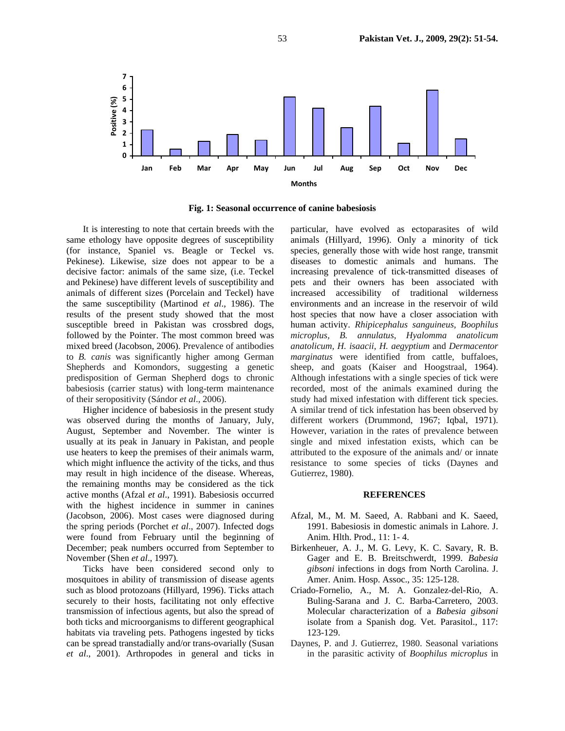Fig. 1: Seasonal occurrence of canine babesiosis

It is interesting to note that certain breeds with the same ethology have opposite degrees of susceptibility (for instance, Spaniel vs. Beagle or Teckel vs. Pekinese). Likewise, size does not appear to be a decisive factor: animals of the same size, (i.e. Teckel and Pekinese) have different levels of susceptibility and animals of different sizes (Porcelain and Teckel) have the same susceptibility (Martinod *et al*., 1986). The results of the present study showed that the most susceptible breed in Pakistan was crossbred dogs, followed by the Pointer. The most common breed was mixed breed (Jacobson, 2006). Prevalence of antibodies to *B. canis* was significantly higher among German Shepherds and Komondors, suggesting a genetic predisposition of German Shepherd dogs to chronic babesiosis (carrier status) with long-term maintenance of their seropositivity (Sándor *et al*., 2006).

Higher incidence of babesiosis in the present study was observed during the months of January, July, August, September and November. The winter is usually at its peak in January in Pakistan, and people use heaters to keep the premises of their animals warm, which might influence the activity of the ticks, and thus may result in high incidence of the disease. Whereas, the remaining months may be considered as the tick active months (Afzal *et al*., 1991). Babesiosis occurred with the highest incidence in summer in canines (Jacobson, 2006). Most cases were diagnosed during the spring periods (Porchet *et al*., 2007). Infected dogs were found from February until the beginning of December; peak numbers occurred from September to November (Shen *et al*., 1997).

Ticks have been considered second only to mosquitoes in ability of transmission of disease agents such as blood protozoans (Hillyard, 1996). Ticks attach securely to their hosts, facilitating not only effective transmission of infectious agents, but also the spread of both ticks and microorganisms to different geographical habitats via traveling pets. Pathogens ingested by ticks can be spread transtadially and/or trans-ovarially (Susan *et al*., 2001). Arthropodes in general and ticks in particular, have evolved as ectoparasites of wild animals (Hillyard, 1996). Only a minority of tick species, generally those with wide host range, transmit diseases to domestic animals and humans. The increasing prevalence of tick-transmitted diseases of pets and their owners has been associated with increased accessibility of traditional wilderness environments and an increase in the reservoir of wild host species that now have a closer association with human activity. *Rhipicephalus sanguineus, Boophilus microplus, B. annulatus, Hyalomma anatolicum anatolicum, H. isaacii, H. aegyptium* and *Dermacentor marginatus* were identified from cattle, buffaloes, sheep, and goats (Kaiser and Hoogstraal, 1964). Although infestations with a single species of tick were recorded, most of the animals examined during the study had mixed infestation with different tick species. A similar trend of tick infestation has been observed by different workers (Drummond, 1967; Iqbal, 1971). However, variation in the rates of prevalence between single and mixed infestation exists, which can be attributed to the exposure of the animals and/ or innate resistance to some species of ticks (Daynes and Gutierrez, 1980).

## REFERENCES

Afzal, M., M. M. Saeed, A. Rabbani and K. Saeed, 1991. Babesiosis in domestic animals in Lahore. J. Anim. Hlth. Prod., 11: 1- 4.

Birkenheuer, A. J., M. G. Levy, K. C. Savary, R. B. Gager and E. B. Breitschwerdt, 1999. *Babesia gibsoni* infections in dogs from North Carolina. J. Amer. Anim. Hosp. Assoc., 35: 125-128.

Criado-Fornelio, A., M. A. Gonzalez-del-Rio, A. Buling-Sarana and J. C. Barba-Carretero, 2003. Molecular characterization of a *Babesia gibsoni* isolate from a Spanish dog. Vet. Parasitol., 117: 123-129.

Daynes, P. and J. Gutierrez, 1980. Seasonal variations in the parasitic activity of *Boophilus microplus* in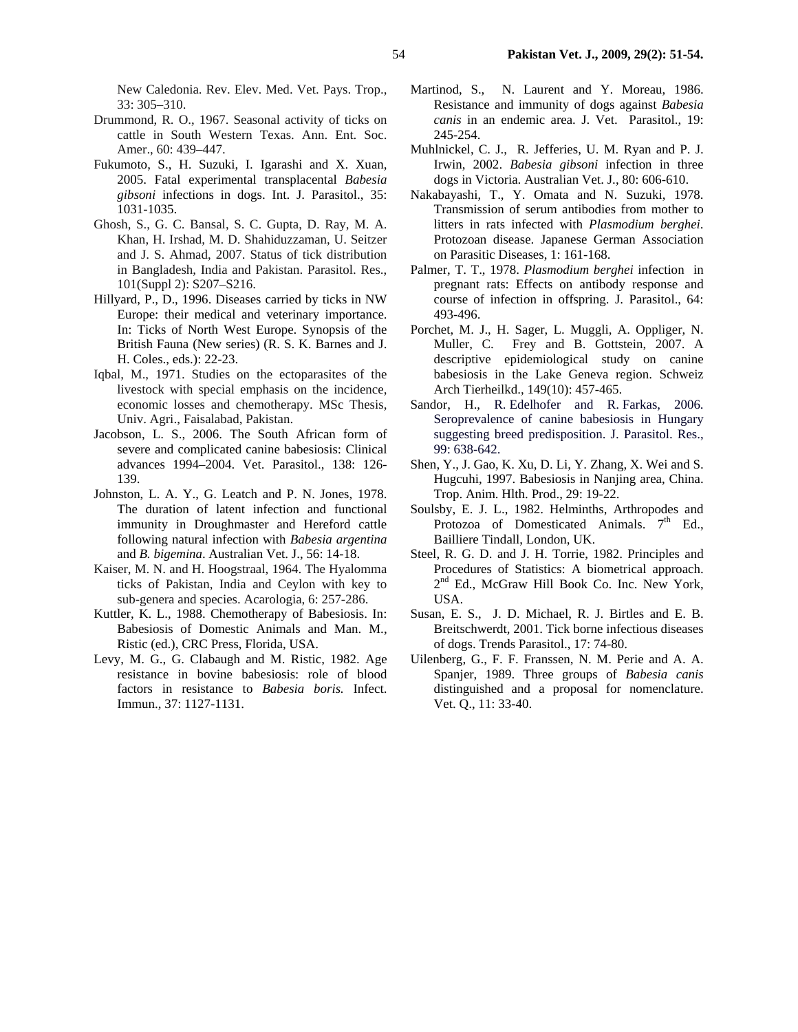New Caledonia. Rev. Elev. Med. Vet. Pays. Trop., 33: 305–310.

Drummond, R. O., 1967. Seasonal activity of ticks on cattle in South Western Texas. Ann. Ent. Soc. Amer., 60: 439–447.

Fukumoto, S., H. Suzuki, I. Igarashi and X. Xuan, 2005. Fatal experimental transplacental *Babesia gibsoni* infections in dogs. Int. J. Parasitol., 35: 1031-1035.

Ghosh, S., G. C. Bansal, S. C. Gupta, D. Ray, M. A. Khan, H. Irshad, M. D. Shahiduzzaman, U. Seitzer and J. S. Ahmad, 2007. Status of tick distribution in Bangladesh, India and Pakistan. Parasitol. Res., 101(Suppl 2): S207–S216.

Hillyard, P., D., 1996. Diseases carried by ticks in NW Europe: their medical and veterinary importance. In: Ticks of North West Europe. Synopsis of the British Fauna (New series) (R. S. K. Barnes and J. H. Coles., eds.): 22-23.

Iqbal, M., 1971. Studies on the ectoparasites of the livestock with special emphasis on the incidence, economic losses and chemotherapy. MSc Thesis, Univ. Agri., Faisalabad, Pakistan.

Jacobson, L. S., 2006. The South African form of severe and complicated canine babesiosis: Clinical advances 1994–2004. Vet. Parasitol., 138: 126-139.

Johnston, L. A. Y., G. Leatch and P. N. Jones, 1978. The duration of latent infection and functional immunity in Droughmaster and Hereford cattle following natural infection with *Babesia argentina* and *B. bigemina*. Australian Vet. J., 56: 14-18.

Kaiser, M. N. and H. Hoogstraal, 1964. The Hyalomma ticks of Pakistan, India and Ceylon with key to sub-genera and species. Acarologia, 6: 257-286.

Kuttler, K. L., 1988. Chemotherapy of Babesiosis. In: Babesiosis of Domestic Animals and Man. M., Ristic (ed.), CRC Press, Florida, USA.

Levy, M. G., G. Clabaugh and M. Ristic, 1982. Age resistance in bovine babesiosis: role of blood factors in resistance to *Babesia boris.* Infect. Immun., 37: 1127-1131.

Martinod, S., N. Laurent and Y. Moreau, 1986. Resistance and immunity of dogs against *Babesia canis* in an endemic area. J. Vet. Parasitol., 19: 245-254.

Muhlnickel, C. J., R. Jefferies, U. M. Ryan and P. J. Irwin, 2002. *Babesia gibsoni* infection in three dogs in Victoria. Australian Vet. J., 80: 606-610.

Nakabayashi, T., Y. Omata and N. Suzuki, 1978. Transmission of serum antibodies from mother to litters in rats infected with *Plasmodium berghei*. Protozoan disease. Japanese German Association on Parasitic Diseases, 1: 161-168.

Palmer, T. T., 1978. *Plasmodium berghei* infection in pregnant rats: Effects on antibody response and course of infection in offspring. J. Parasitol., 64: 493-496.

Porchet, M. J., H. Sager, L. Muggli, A. Oppliger, N. Muller, C. Frey and B. Gottstein, 2007. A descriptive epidemiological study on canine babesiosis in the Lake Geneva region. Schweiz Arch Tierheilkd., 149(10): 457-465.

Sandor, H., R. Edelhofer and R. Farkas, 2006. Seroprevalence of canine babesiosis in Hungary suggesting breed predisposition. J. Parasitol. Res., 99: 638-642.

Shen, Y., J. Gao, K. Xu, D. Li, Y. Zhang, X. Wei and S. Hugcuhi, 1997. Babesiosis in Nanjing area, China. Trop. Anim. Hlth. Prod., 29: 19-22.

Soulsby, E. J. L., 1982. Helminths, Arthropodes and Protozoa of Domesticated Animals. 7th Ed., Bailliere Tindall, London, UK.

Steel, R. G. D. and J. H. Torrie, 1982. Principles and Procedures of Statistics: A biometrical approach. 2nd Ed., McGraw Hill Book Co. Inc. New York, USA.

Susan, E. S., J. D. Michael, R. J. Birtles and E. B. Breitschwerdt, 2001. Tick borne infectious diseases of dogs. Trends Parasitol., 17: 74-80.

Uilenberg, G., F. F. Franssen, N. M. Perie and A. A. Spanjer, 1989. Three groups of *Babesia canis* distinguished and a proposal for nomenclature. Vet. Q., 11: 33-40.